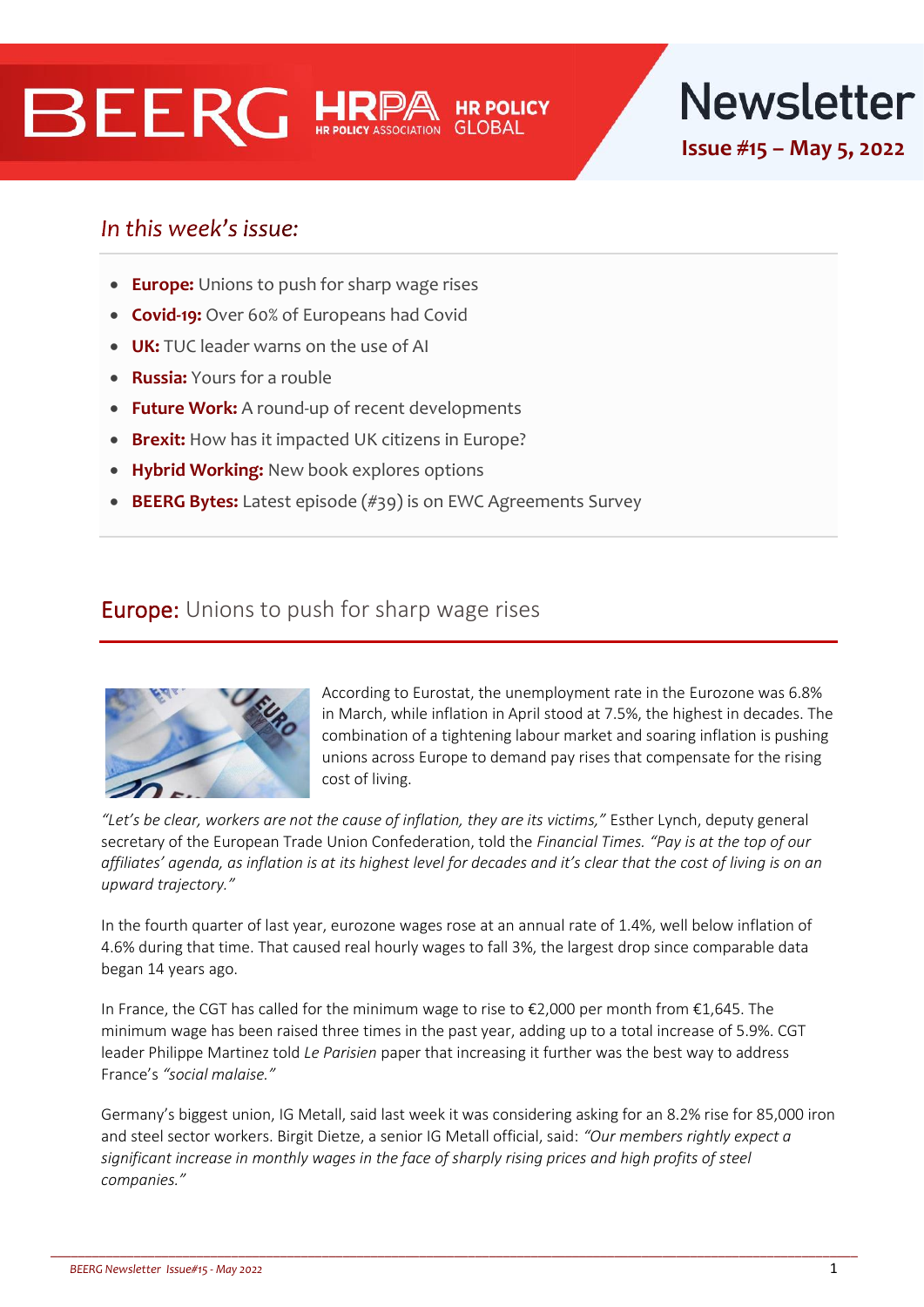BEERG | HRPA HR POLICY ASSOCIATION | HR POLICY GLOBAL

# Newsletter

**Issue #15 – May 5, 2022**

## *In this week's issue:*

- **Europe:** Unions to push for sharp wage rises
- **Covid-19:** Over 60% of Europeans had Covid
- **UK:** TUC leader warns on the use of AI
- **Russia:** Yours for a rouble
- **Future Work:** A round-up of recent developments
- **Brexit:** How has it impacted UK citizens in Europe?
- **Hybrid Working:** New book explores options
- **BEERG Bytes:** Latest episode (#39) is on EWC Agreements Survey

## Europe: Unions to push for sharp wage rises

According to Eurostat, the unemployment rate in the Eurozone was 6.8% in March, while inflation in April stood at 7.5%, the highest in decades. The combination of a tightening labour market and soaring inflation is pushing unions across Europe to demand pay rises that compensate for the rising cost of living.

*"Let's be clear, workers are not the cause of inflation, they are its victims,"* Esther Lynch, deputy general secretary of the European Trade Union Confederation, told the *Financial Times. "Pay is at the top of our affiliates' agenda, as inflation is at its highest level for decades and it's clear that the cost of living is on an upward trajectory."*

In the fourth quarter of last year, eurozone wages rose at an annual rate of 1.4%, well below inflation of 4.6% during that time. That caused real hourly wages to fall 3%, the largest drop since comparable data began 14 years ago.

In France, the CGT has called for the minimum wage to rise to €2,000 per month from €1,645. The minimum wage has been raised three times in the past year, adding up to a total increase of 5.9%. CGT leader Philippe Martinez told *Le Parisien* paper that increasing it further was the best way to address France's *"social malaise."*

Germany's biggest union, IG Metall, said last week it was considering asking for an 8.2% rise for 85,000 iron and steel sector workers. Birgit Dietze, a senior IG Metall official, said: *"Our members rightly expect a significant increase in monthly wages in the face of sharply rising prices and high profits of steel companies."*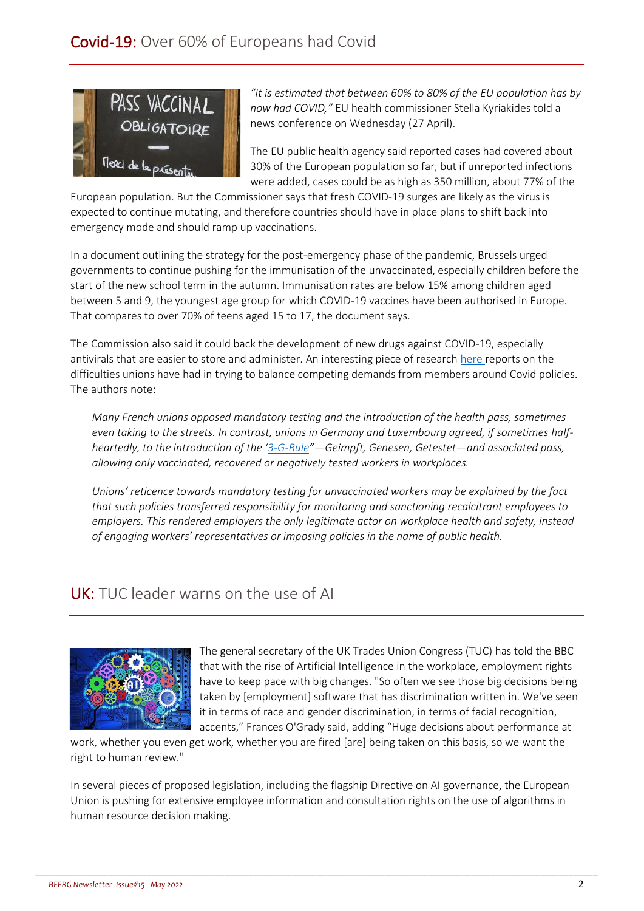## Covid-19: Over 60% of Europeans had Covid

*"It is estimated that between 60% to 80% of the EU population has by now had COVID,"* EU health commissioner Stella Kyriakides told a news conference on Wednesday (27 April).

The EU public health agency said reported cases had covered about 30% of the European population so far, but if unreported infections were added, cases could be as high as 350 million, about 77% of the European population. But the Commissioner says that fresh COVID-19 surges are likely as the virus is expected to continue mutating, and therefore countries should have in place plans to shift back into emergency mode and should ramp up vaccinations.

In a document outlining the strategy for the post-emergency phase of the pandemic, Brussels urged governments to continue pushing for the immunisation of the unvaccinated, especially children before the start of the new school term in the autumn. Immunisation rates are below 15% among children aged between 5 and 9, the youngest age group for which COVID-19 vaccines have been authorised in Europe. That compares to over 70% of teens aged 15 to 17, the document says.

The Commission also said it could back the development of new drugs against COVID-19, especially antivirals that are easier to store and administer. An interesting piece of research here reports on the difficulties unions have had in trying to balance competing demands from members around Covid policies. The authors note:

> *Many French unions opposed mandatory testing and the introduction of the health pass, sometimes even taking to the streets. In contrast, unions in Germany and Luxembourg agreed, if sometimes half-heartedly, to the introduction of the '3-G-Rule"—Geimpft, Genesen, Getestet—and associated pass, allowing only vaccinated, recovered or negatively tested workers in workplaces.*
>
> *Unions' reticence towards mandatory testing for unvaccinated workers may be explained by the fact that such policies transferred responsibility for monitoring and sanctioning recalcitrant employees to employers. This rendered employers the only legitimate actor on workplace health and safety, instead of engaging workers' representatives or imposing policies in the name of public health.*

## UK: TUC leader warns on the use of AI

The general secretary of the UK Trades Union Congress (TUC) has told the BBC that with the rise of Artificial Intelligence in the workplace, employment rights have to keep pace with big changes. "So often we see those big decisions being taken by [employment] software that has discrimination written in. We've seen it in terms of race and gender discrimination, in terms of facial recognition, accents," Frances O'Grady said, adding "Huge decisions about performance at work, whether you even get work, whether you are fired [are] being taken on this basis, so we want the right to human review."

In several pieces of proposed legislation, including the flagship Directive on AI governance, the European Union is pushing for extensive employee information and consultation rights on the use of algorithms in human resource decision making.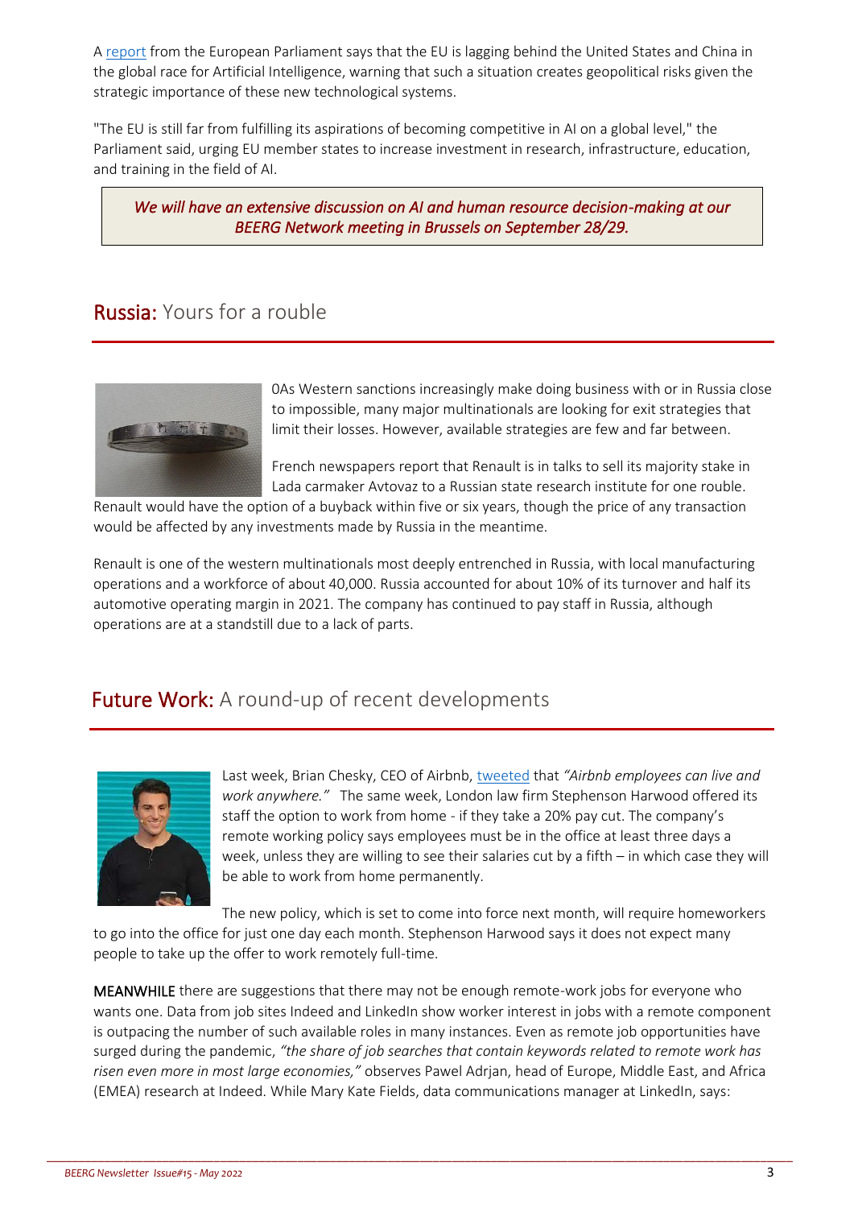A report from the European Parliament says that the EU is lagging behind the United States and China in the global race for Artificial Intelligence, warning that such a situation creates geopolitical risks given the strategic importance of these new technological systems.

"The EU is still far from fulfilling its aspirations of becoming competitive in AI on a global level," the Parliament said, urging EU member states to increase investment in research, infrastructure, education, and training in the field of AI.

> *We will have an extensive discussion on AI and human resource decision-making at our BEERG Network meeting in Brussels on September 28/29.*

## Russia: Yours for a rouble

0As Western sanctions increasingly make doing business with or in Russia close to impossible, many major multinationals are looking for exit strategies that limit their losses. However, available strategies are few and far between.

French newspapers report that Renault is in talks to sell its majority stake in Lada carmaker Avtovaz to a Russian state research institute for one rouble. Renault would have the option of a buyback within five or six years, though the price of any transaction would be affected by any investments made by Russia in the meantime.

Renault is one of the western multinationals most deeply entrenched in Russia, with local manufacturing operations and a workforce of about 40,000. Russia accounted for about 10% of its turnover and half its automotive operating margin in 2021. The company has continued to pay staff in Russia, although operations are at a standstill due to a lack of parts.

## Future Work: A round-up of recent developments

Last week, Brian Chesky, CEO of Airbnb, tweeted that *"Airbnb employees can live and work anywhere."* The same week, London law firm Stephenson Harwood offered its staff the option to work from home - if they take a 20% pay cut. The company's remote working policy says employees must be in the office at least three days a week, unless they are willing to see their salaries cut by a fifth – in which case they will be able to work from home permanently.

The new policy, which is set to come into force next month, will require homeworkers to go into the office for just one day each month. Stephenson Harwood says it does not expect many people to take up the offer to work remotely full-time.

**MEANWHILE** there are suggestions that there may not be enough remote-work jobs for everyone who wants one. Data from job sites Indeed and LinkedIn show worker interest in jobs with a remote component is outpacing the number of such available roles in many instances. Even as remote job opportunities have surged during the pandemic, *"the share of job searches that contain keywords related to remote work has risen even more in most large economies,"* observes Pawel Adrjan, head of Europe, Middle East, and Africa (EMEA) research at Indeed. While Mary Kate Fields, data communications manager at LinkedIn, says: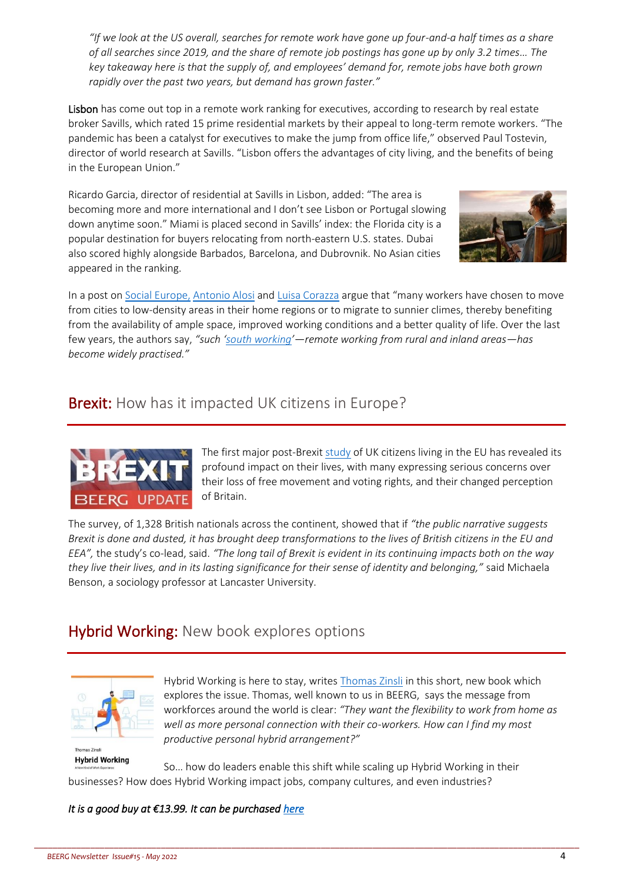*"If we look at the US overall, searches for remote work have gone up four-and-a half times as a share of all searches since 2019, and the share of remote job postings has gone up by only 3.2 times… The key takeaway here is that the supply of, and employees' demand for, remote jobs have both grown rapidly over the past two years, but demand has grown faster."*

Lisbon has come out top in a remote work ranking for executives, according to research by real estate broker Savills, which rated 15 prime residential markets by their appeal to long-term remote workers. "The pandemic has been a catalyst for executives to make the jump from office life," observed Paul Tostevin, director of world research at Savills. "Lisbon offers the advantages of city living, and the benefits of being in the European Union."

Ricardo Garcia, director of residential at Savills in Lisbon, added: "The area is becoming more and more international and I don't see Lisbon or Portugal slowing down anytime soon." Miami is placed second in Savills' index: the Florida city is a popular destination for buyers relocating from north-eastern U.S. states. Dubai also scored highly alongside Barbados, Barcelona, and Dubrovnik. No Asian cities appeared in the ranking.

In a post on Social Europe, Antonio Alosi and Luisa Corazza argue that "many workers have chosen to move from cities to low-density areas in their home regions or to migrate to sunnier climes, thereby benefiting from the availability of ample space, improved working conditions and a better quality of life. Over the last few years, the authors say, *"such 'south working'—remote working from rural and inland areas—has become widely practised."*

## Brexit: How has it impacted UK citizens in Europe?

The first major post-Brexit study of UK citizens living in the EU has revealed its profound impact on their lives, with many expressing serious concerns over their loss of free movement and voting rights, and their changed perception of Britain.

The survey, of 1,328 British nationals across the continent, showed that if *"the public narrative suggests Brexit is done and dusted, it has brought deep transformations to the lives of British citizens in the EU and EEA"*, the study's co-lead, said. *"The long tail of Brexit is evident in its continuing impacts both on the way they live their lives, and in its lasting significance for their sense of identity and belonging,"* said Michaela Benson, a sociology professor at Lancaster University.

## Hybrid Working: New book explores options

Hybrid Working is here to stay, writes Thomas Zinsli in this short, new book which explores the issue. Thomas, well known to us in BEERG, says the message from workforces around the world is clear: *"They want the flexibility to work from home as well as more personal connection with their co-workers. How can I find my most productive personal hybrid arrangement?"*

So… how do leaders enable this shift while scaling up Hybrid Working in their businesses? How does Hybrid Working impact jobs, company cultures, and even industries?

*It is a good buy at €13.99. It can be purchased here*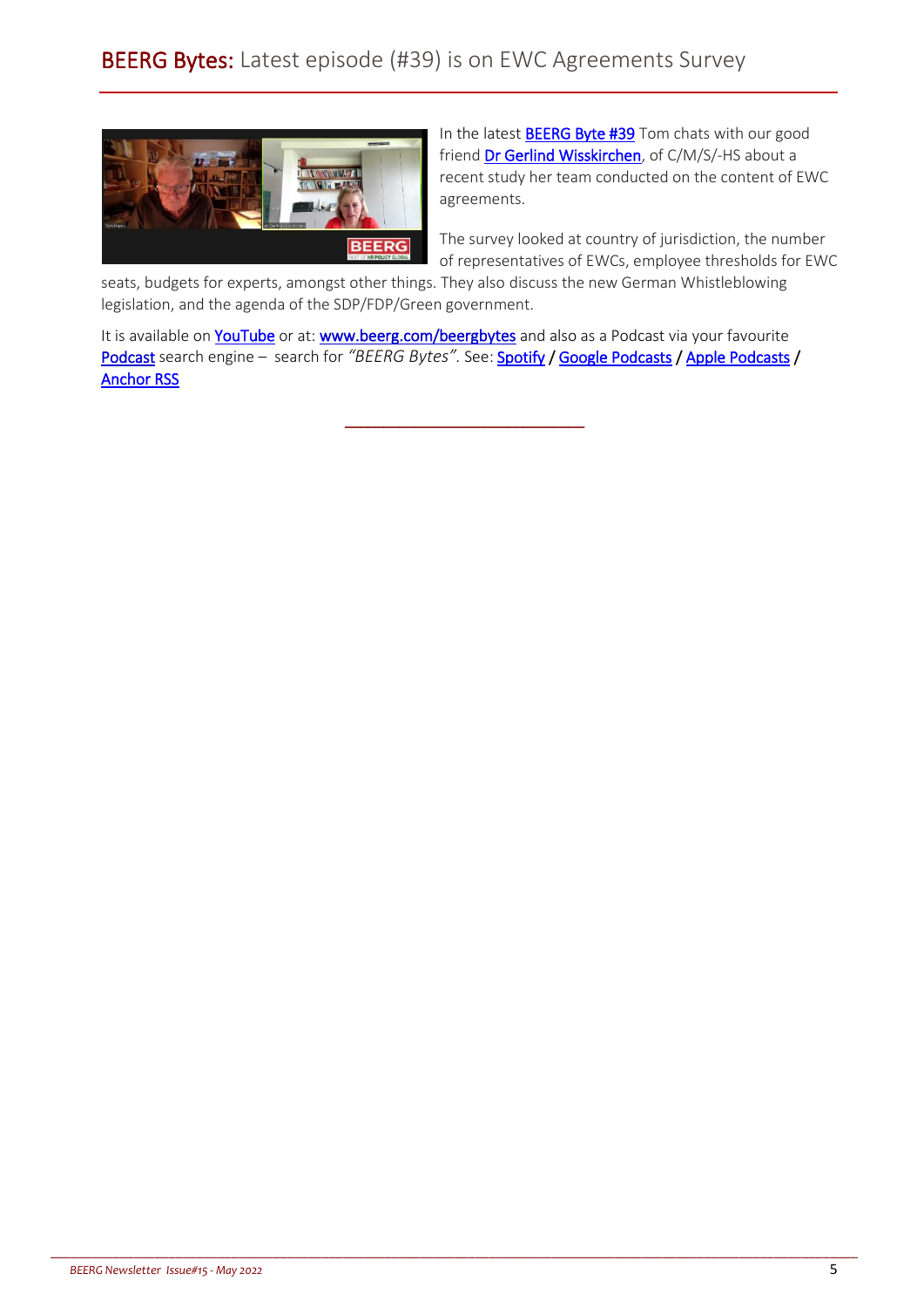# BEERG Bytes: Latest episode (#39) is on EWC Agreements Survey

In the latest BEERG Byte #39 Tom chats with our good friend Dr Gerlind Wisskirchen, of C/M/S/-HS about a recent study her team conducted on the content of EWC agreements.

The survey looked at country of jurisdiction, the number of representatives of EWCs, employee thresholds for EWC seats, budgets for experts, amongst other things. They also discuss the new German Whistleblowing legislation, and the agenda of the SDP/FDP/Green government.

It is available on YouTube or at: www.beerg.com/beergbytes and also as a Podcast via your favourite Podcast search engine – search for *"BEERG Bytes"*. See: Spotify / Google Podcasts / Apple Podcasts / Anchor RSS

---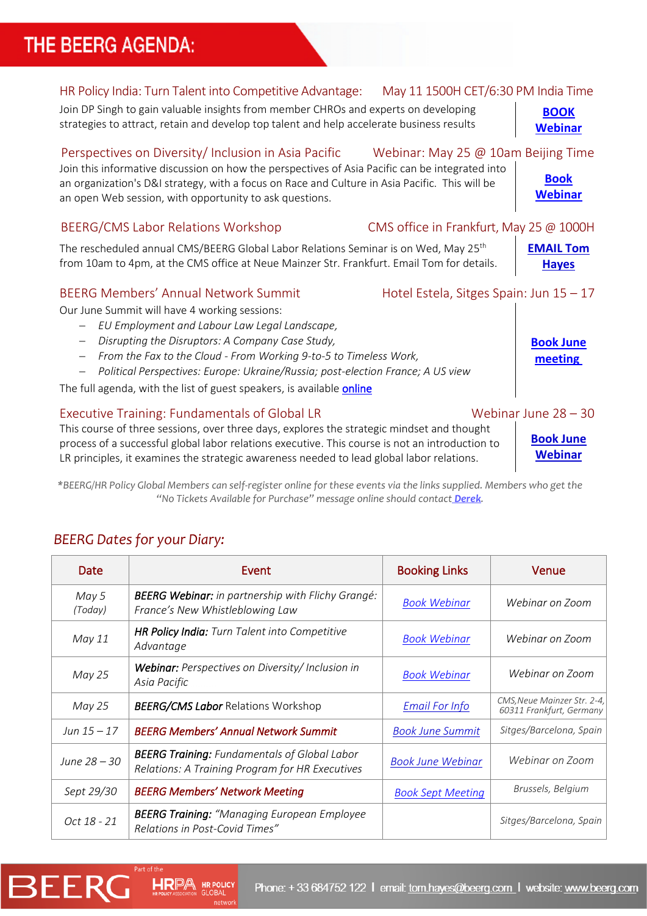# THE BEERG AGENDA:

## HR Policy India: Turn Talent into Competitive Advantage: May 11 1500H CET/6:30 PM India Time

Join DP Singh to gain valuable insights from member CHROs and experts on developing strategies to attract, retain and develop top talent and help accelerate business results

**BOOK Webinar**

## Perspectives on Diversity/ Inclusion in Asia Pacific Webinar: May 25 @ 10am Beijing Time

Join this informative discussion on how the perspectives of Asia Pacific can be integrated into an organization's D&I strategy, with a focus on Race and Culture in Asia Pacific. This will be an open Web session, with opportunity to ask questions.

**Book Webinar**

## BEERG/CMS Labor Relations Workshop CMS office in Frankfurt, May 25 @ 1000H

The rescheduled annual CMS/BEERG Global Labor Relations Seminar is on Wed, May 25th from 10am to 4pm, at the CMS office at Neue Mainzer Str. Frankfurt. Email Tom for details.

**EMAIL Tom Hayes**

## BEERG Members' Annual Network Summit Hotel Estela, Sitges Spain: Jun 15 – 17

Our June Summit will have 4 working sessions:

- *EU Employment and Labour Law Legal Landscape,*
- *Disrupting the Disruptors: A Company Case Study,*
- *From the Fax to the Cloud - From Working 9-to-5 to Timeless Work,*
- *Political Perspectives: Europe: Ukraine/Russia; post-election France; A US view*

The full agenda, with the list of guest speakers, is available online

**Book June meeting**

## Executive Training: Fundamentals of Global LR Webinar June 28 – 30

This course of three sessions, over three days, explores the strategic mindset and thought process of a successful global labor relations executive. This course is not an introduction to LR principles, it examines the strategic awareness needed to lead global labor relations.

**Book June Webinar**

*\*BEERG/HR Policy Global Members can self-register online for these events via the links supplied. Members who get the "No Tickets Available for Purchase" message online should contact Derek.*

## *BEERG Dates for your Diary:*

| Date | Event | Booking Links | Venue |
|---|---|---|---|
| *May 5 (Today)* | ***BEERG Webinar:*** *in partnership with Flichy Grangé: France's New Whistleblowing Law* | Book Webinar | *Webinar on Zoom* |
| *May 11* | ***HR Policy India:*** *Turn Talent into Competitive Advantage* | Book Webinar | *Webinar on Zoom* |
| *May 25* | ***Webinar:*** *Perspectives on Diversity/ Inclusion in Asia Pacific* | Book Webinar | *Webinar on Zoom* |
| *May 25* | ***BEERG/CMS Labor*** Relations Workshop | Email For Info | *CMS,Neue Mainzer Str. 2-4, 60311 Frankfurt, Germany* |
| *Jun 15 – 17* | ***BEERG Members' Annual Network Summit*** | Book June Summit | *Sitges/Barcelona, Spain* |
| *June 28 – 30* | ***BEERG Training:*** *Fundamentals of Global Labor Relations: A Training Program for HR Executives* | Book June Webinar | *Webinar on Zoom* |
| *Sept 29/30* | ***BEERG Members' Network Meeting*** | Book Sept Meeting | *Brussels, Belgium* |
| *Oct 18 - 21* | ***BEERG Training:*** *"Managing European Employee Relations in Post-Covid Times"* | | *Sitges/Barcelona, Spain* |

BEERG — Part of the HRPA HR Policy Association / HR Policy Global network

Phone: + 33 684752 122 | email: tom.hayes@beerg.com | website: www.beerg.com